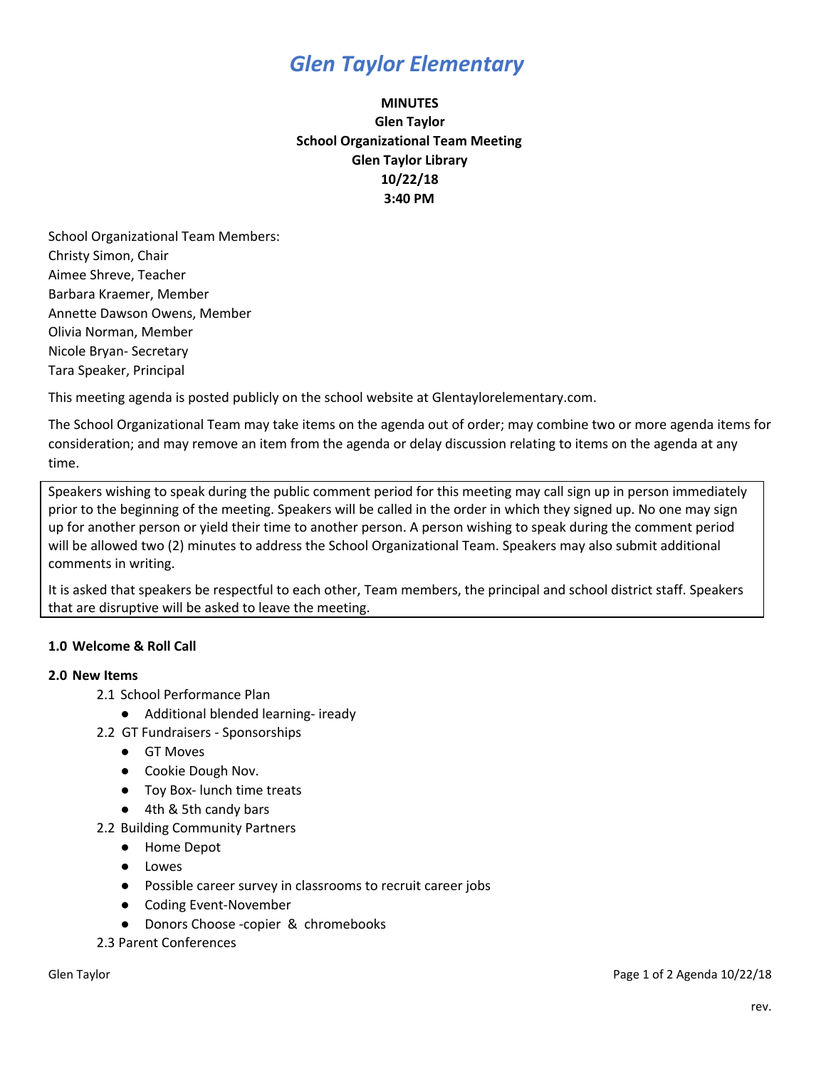# *Glen Taylor Elementary*

**MINUTES**
**Glen Taylor**
**School Organizational Team Meeting**
**Glen Taylor Library**
**10/22/18**
**3:40 PM**

School Organizational Team Members:
Christy Simon, Chair
Aimee Shreve, Teacher
Barbara Kraemer, Member
Annette Dawson Owens, Member
Olivia Norman, Member
Nicole Bryan- Secretary
Tara Speaker, Principal

This meeting agenda is posted publicly on the school website at Glentaylorelementary.com.

The School Organizational Team may take items on the agenda out of order; may combine two or more agenda items for consideration; and may remove an item from the agenda or delay discussion relating to items on the agenda at any time.

Speakers wishing to speak during the public comment period for this meeting may call sign up in person immediately prior to the beginning of the meeting. Speakers will be called in the order in which they signed up. No one may sign up for another person or yield their time to another person. A person wishing to speak during the comment period will be allowed two (2) minutes to address the School Organizational Team. Speakers may also submit additional comments in writing.

It is asked that speakers be respectful to each other, Team members, the principal and school district staff. Speakers that are disruptive will be asked to leave the meeting.

**1.0 Welcome & Roll Call**

**2.0 New Items**

2.1 School Performance Plan
- Additional blended learning- iready

2.2 GT Fundraisers - Sponsorships
- GT Moves
- Cookie Dough Nov.
- Toy Box- lunch time treats
- 4th & 5th candy bars

2.2 Building Community Partners
- Home Depot
- Lowes
- Possible career survey in classrooms to recruit career jobs
- Coding Event-November
- Donors Choose -copier & chromebooks

2.3 Parent Conferences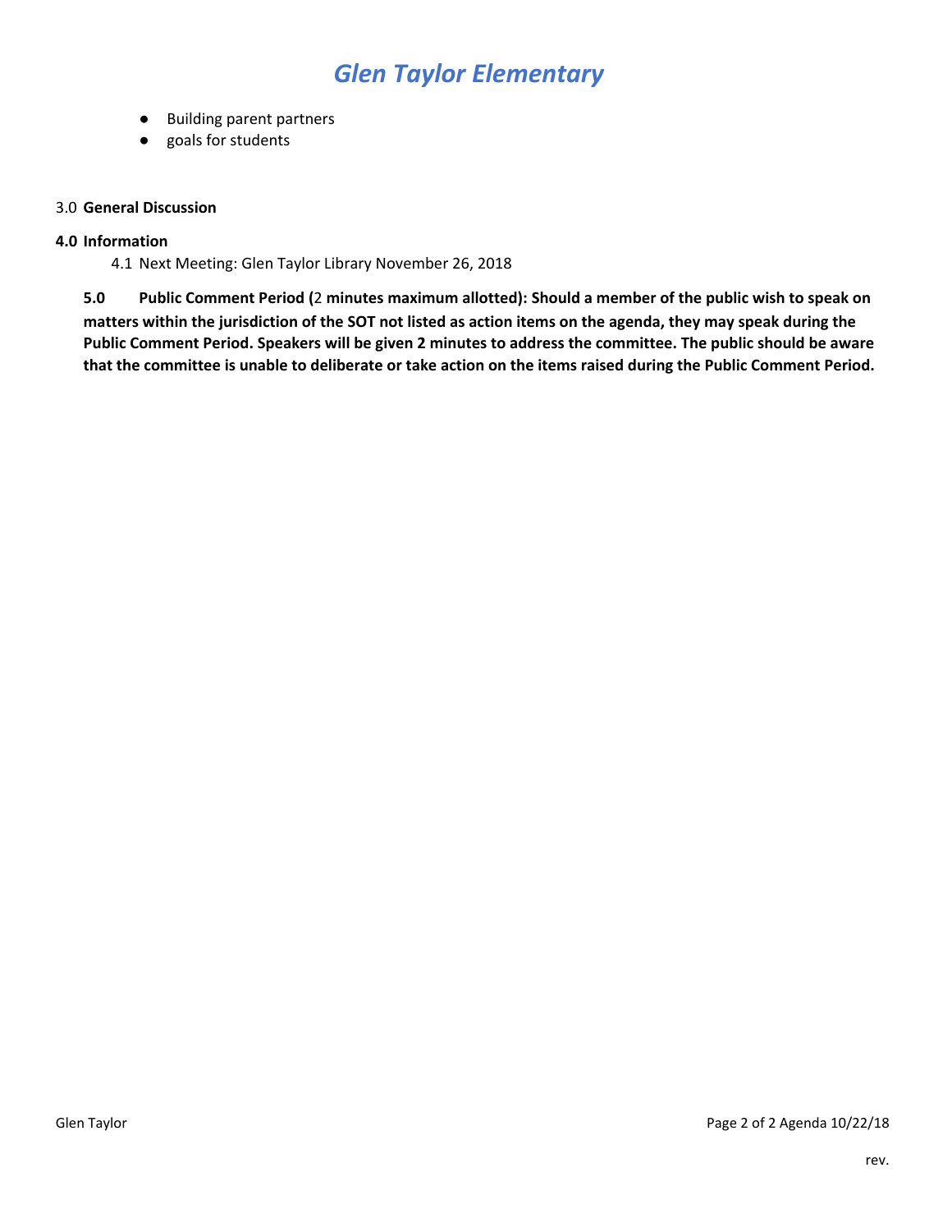- Building parent partners
- goals for students

3.0 **General Discussion**

**4.0 Information**

4.1 Next Meeting: Glen Taylor Library November 26, 2018

**5.0 Public Comment Period (**2 **minutes maximum allotted): Should a member of the public wish to speak on matters within the jurisdiction of the SOT not listed as action items on the agenda, they may speak during the Public Comment Period. Speakers will be given 2 minutes to address the committee. The public should be aware that the committee is unable to deliberate or take action on the items raised during the Public Comment Period.**